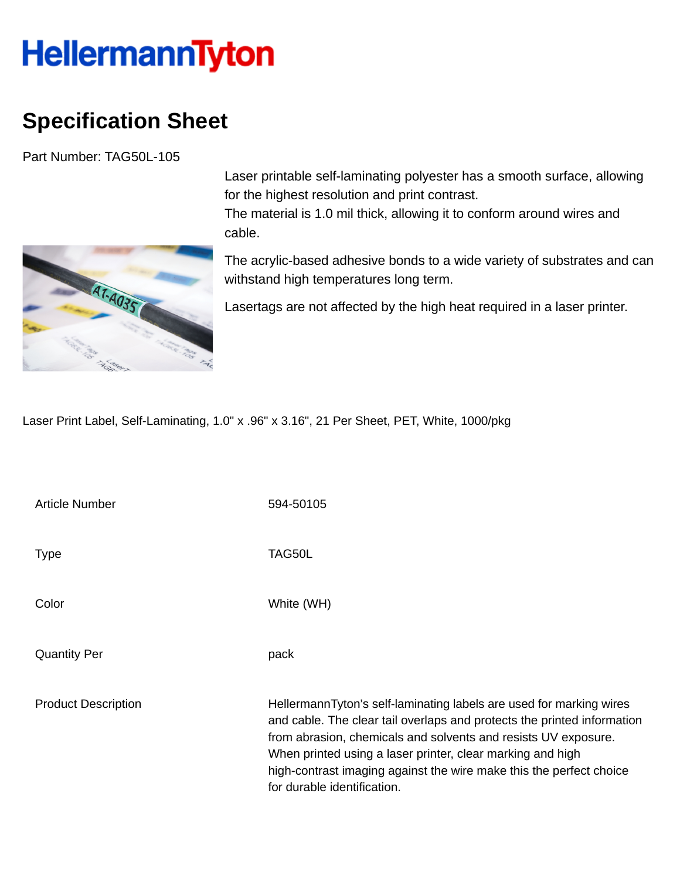# HellermannTyton

## Specification Sheet

Part Number: TAG50L-105

Laser printable self-laminating polyester has a smooth surface, allowing for the highest resolution and print contrast.
The material is 1.0 mil thick, allowing it to conform around wires and cable.

The acrylic-based adhesive bonds to a wide variety of substrates and can withstand high temperatures long term.

Lasertags are not affected by the high heat required in a laser printer.

Laser Print Label, Self-Laminating, 1.0" x .96" x 3.16", 21 Per Sheet, PET, White, 1000/pkg

| | |
|---|---|
| Article Number | 594-50105 |
| Type | TAG50L |
| Color | White (WH) |
| Quantity Per | pack |
| Product Description | HellermannTyton's self-laminating labels are used for marking wires and cable. The clear tail overlaps and protects the printed information from abrasion, chemicals and solvents and resists UV exposure. When printed using a laser printer, clear marking and high high-contrast imaging against the wire make this the perfect choice for durable identification. |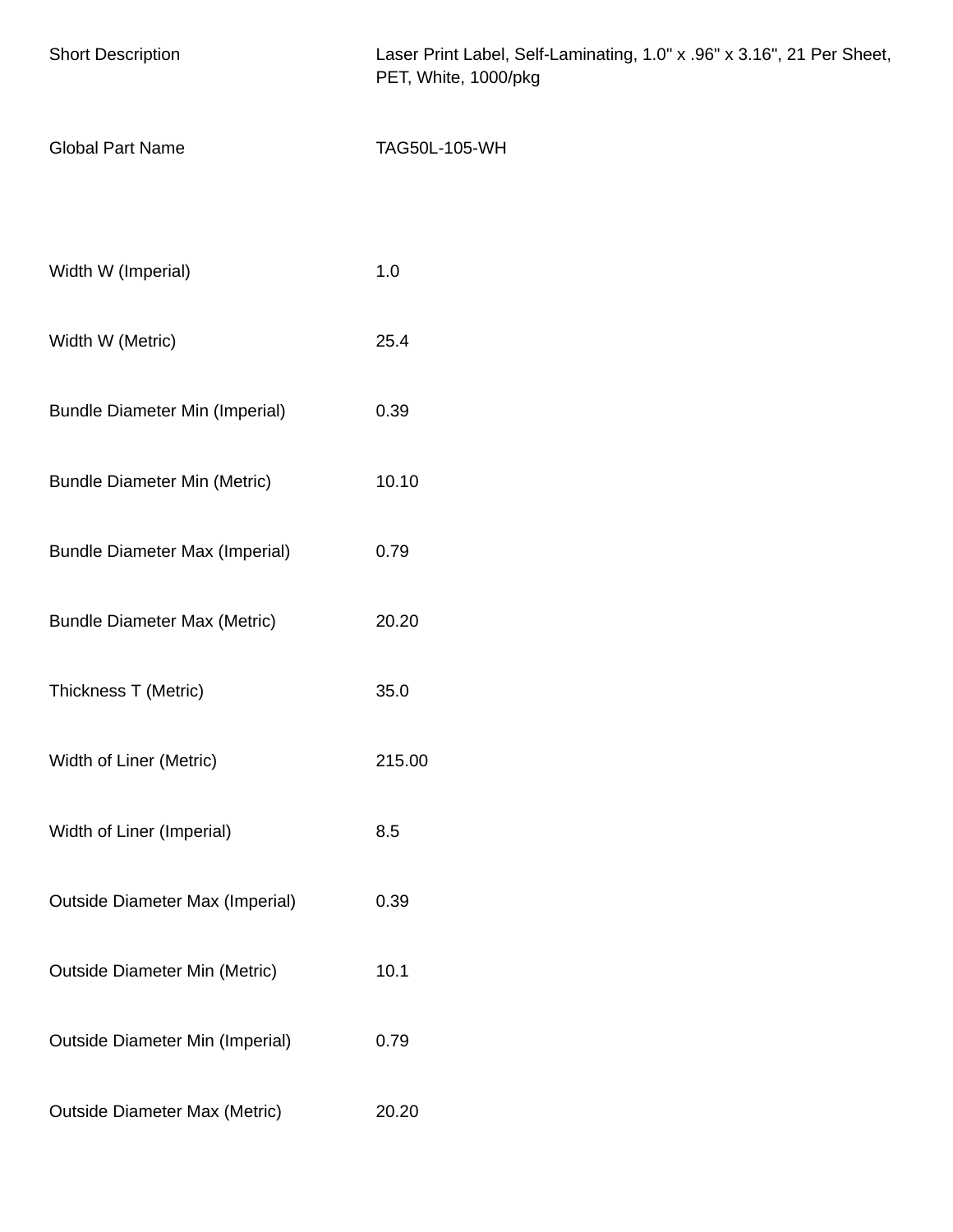| | |
|---|---|
| Short Description | Laser Print Label, Self-Laminating, 1.0" x .96" x 3.16", 21 Per Sheet, PET, White, 1000/pkg |
| Global Part Name | TAG50L-105-WH |
| | |
| Width W (Imperial) | 1.0 |
| Width W (Metric) | 25.4 |
| Bundle Diameter Min (Imperial) | 0.39 |
| Bundle Diameter Min (Metric) | 10.10 |
| Bundle Diameter Max (Imperial) | 0.79 |
| Bundle Diameter Max (Metric) | 20.20 |
| Thickness T (Metric) | 35.0 |
| Width of Liner (Metric) | 215.00 |
| Width of Liner (Imperial) | 8.5 |
| Outside Diameter Max (Imperial) | 0.39 |
| Outside Diameter Min (Metric) | 10.1 |
| Outside Diameter Min (Imperial) | 0.79 |
| Outside Diameter Max (Metric) | 20.20 |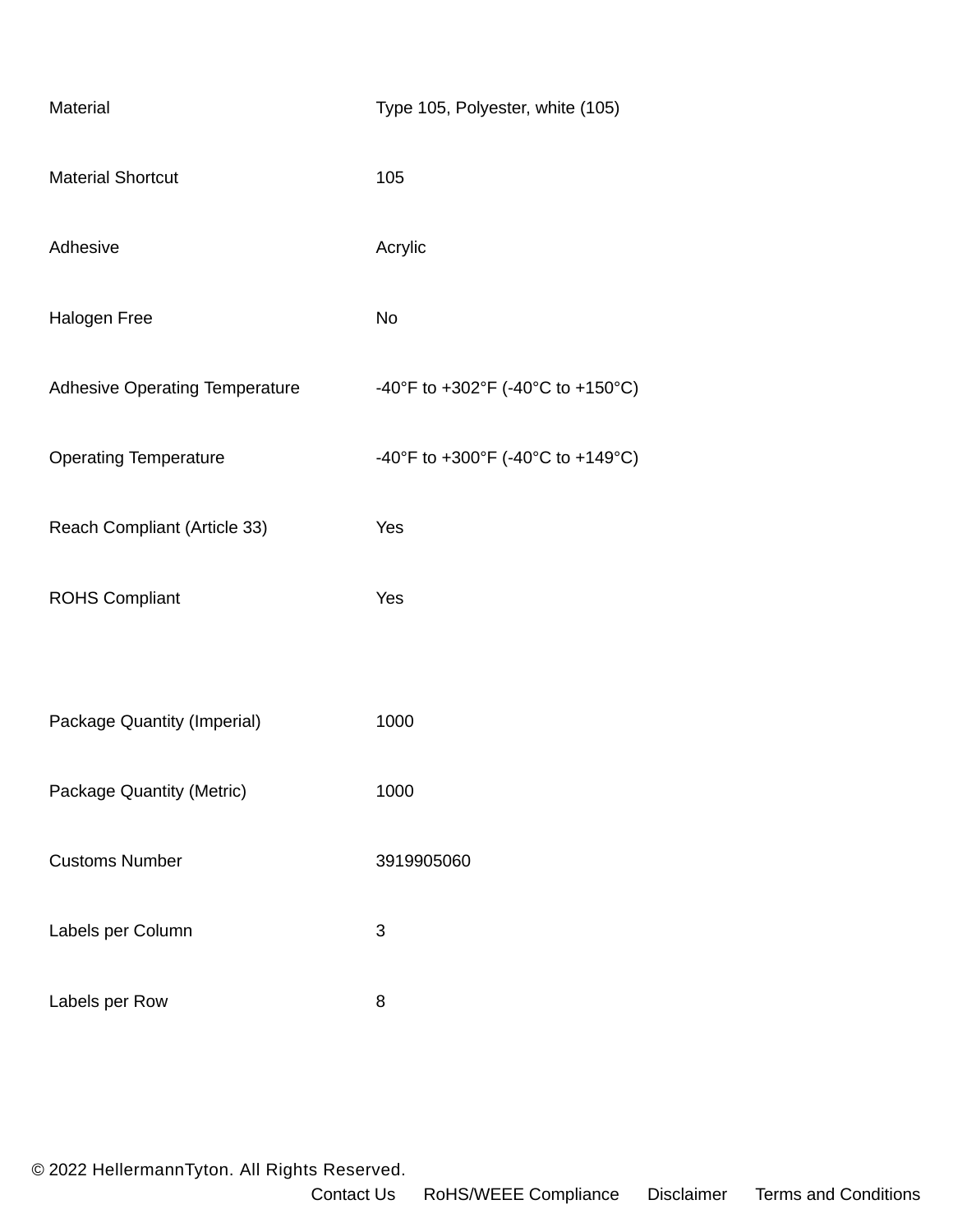| | |
|---|---|
| Material | Type 105, Polyester, white (105) |
| Material Shortcut | 105 |
| Adhesive | Acrylic |
| Halogen Free | No |
| Adhesive Operating Temperature | -40°F to +302°F (-40°C to +150°C) |
| Operating Temperature | -40°F to +300°F (-40°C to +149°C) |
| Reach Compliant (Article 33) | Yes |
| ROHS Compliant | Yes |

| | |
|---|---|
| Package Quantity (Imperial) | 1000 |
| Package Quantity (Metric) | 1000 |
| Customs Number | 3919905060 |
| Labels per Column | 3 |
| Labels per Row | 8 |

© 2022 HellermannTyton. All Rights Reserved.

Contact Us RoHS/WEEE Compliance Disclaimer Terms and Conditions